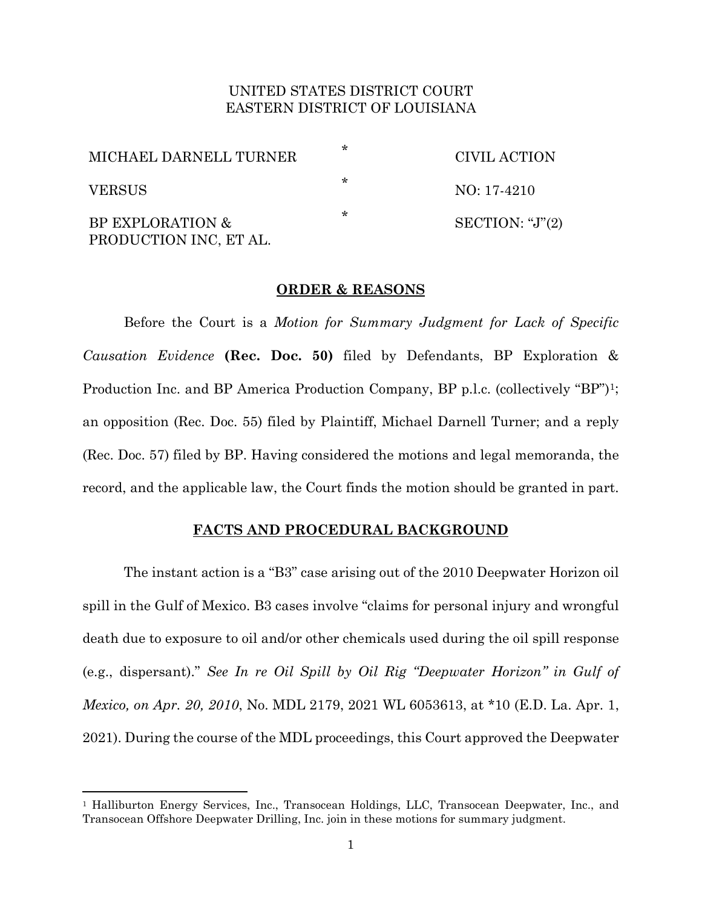UNITED STATES DISTRICT COURT
EASTERN DISTRICT OF LOUISIANA

| | | |
|---|---|---|
| MICHAEL DARNELL TURNER | * | CIVIL ACTION |
| VERSUS | * | NO: 17-4210 |
| BP EXPLORATION & PRODUCTION INC, ET AL. | * | SECTION: "J"(2) |

## ORDER & REASONS

Before the Court is a *Motion for Summary Judgment for Lack of Specific Causation Evidence* **(Rec. Doc. 50)** filed by Defendants, BP Exploration & Production Inc. and BP America Production Company, BP p.l.c. (collectively "BP")[1]; an opposition (Rec. Doc. 55) filed by Plaintiff, Michael Darnell Turner; and a reply (Rec. Doc. 57) filed by BP. Having considered the motions and legal memoranda, the record, and the applicable law, the Court finds the motion should be granted in part.

## FACTS AND PROCEDURAL BACKGROUND

The instant action is a "B3" case arising out of the 2010 Deepwater Horizon oil spill in the Gulf of Mexico. B3 cases involve "claims for personal injury and wrongful death due to exposure to oil and/or other chemicals used during the oil spill response (e.g., dispersant)." *See In re Oil Spill by Oil Rig "Deepwater Horizon" in Gulf of Mexico, on Apr. 20, 2010*, No. MDL 2179, 2021 WL 6053613, at *10 (E.D. La. Apr. 1, 2021). During the course of the MDL proceedings, this Court approved the Deepwater

---

[1] Halliburton Energy Services, Inc., Transocean Holdings, LLC, Transocean Deepwater, Inc., and Transocean Offshore Deepwater Drilling, Inc. join in these motions for summary judgment.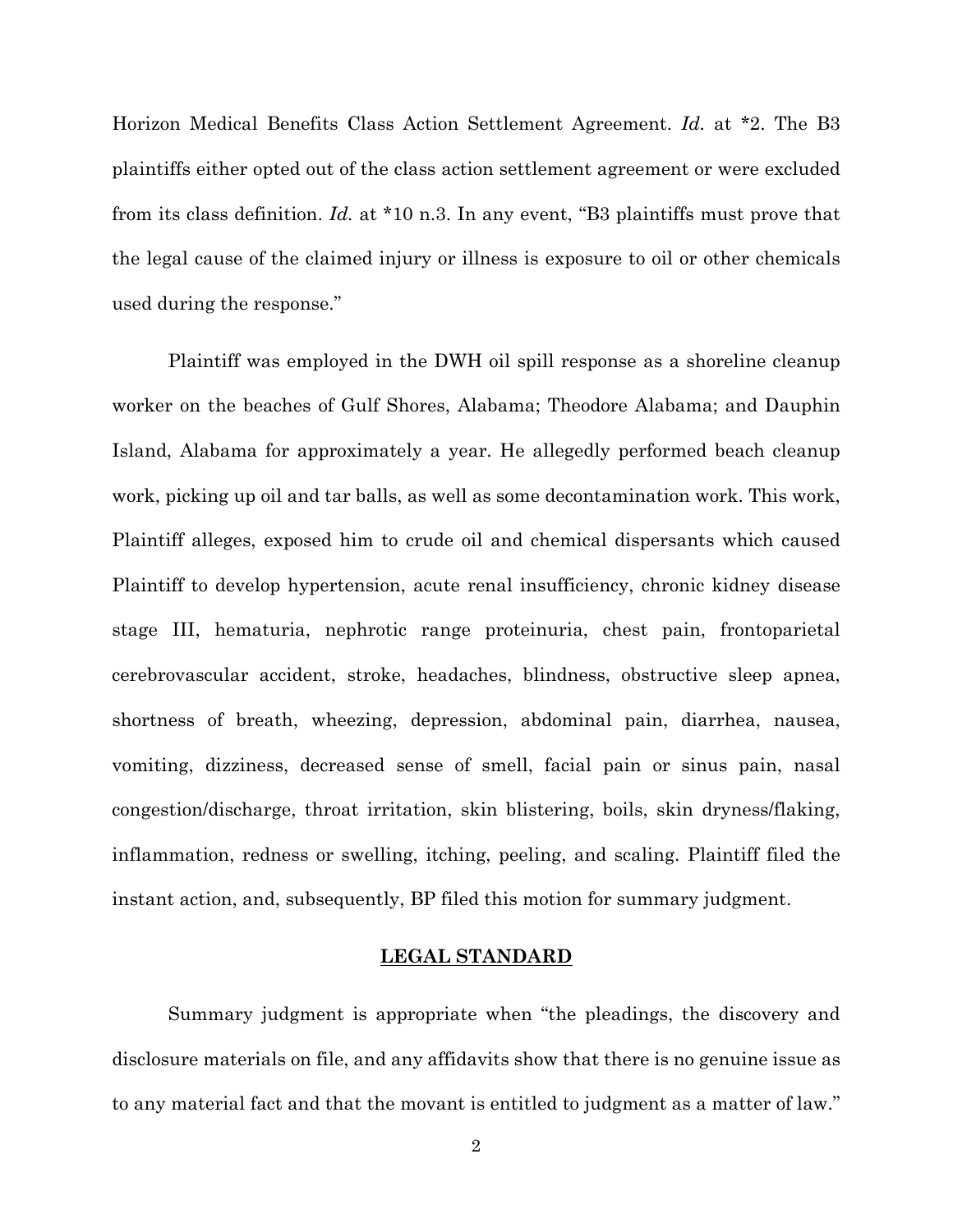Horizon Medical Benefits Class Action Settlement Agreement. *Id.* at *2. The B3 plaintiffs either opted out of the class action settlement agreement or were excluded from its class definition. *Id.* at *10 n.3. In any event, "B3 plaintiffs must prove that the legal cause of the claimed injury or illness is exposure to oil or other chemicals used during the response."

Plaintiff was employed in the DWH oil spill response as a shoreline cleanup worker on the beaches of Gulf Shores, Alabama; Theodore Alabama; and Dauphin Island, Alabama for approximately a year. He allegedly performed beach cleanup work, picking up oil and tar balls, as well as some decontamination work. This work, Plaintiff alleges, exposed him to crude oil and chemical dispersants which caused Plaintiff to develop hypertension, acute renal insufficiency, chronic kidney disease stage III, hematuria, nephrotic range proteinuria, chest pain, frontoparietal cerebrovascular accident, stroke, headaches, blindness, obstructive sleep apnea, shortness of breath, wheezing, depression, abdominal pain, diarrhea, nausea, vomiting, dizziness, decreased sense of smell, facial pain or sinus pain, nasal congestion/discharge, throat irritation, skin blistering, boils, skin dryness/flaking, inflammation, redness or swelling, itching, peeling, and scaling. Plaintiff filed the instant action, and, subsequently, BP filed this motion for summary judgment.

## LEGAL STANDARD

Summary judgment is appropriate when "the pleadings, the discovery and disclosure materials on file, and any affidavits show that there is no genuine issue as to any material fact and that the movant is entitled to judgment as a matter of law."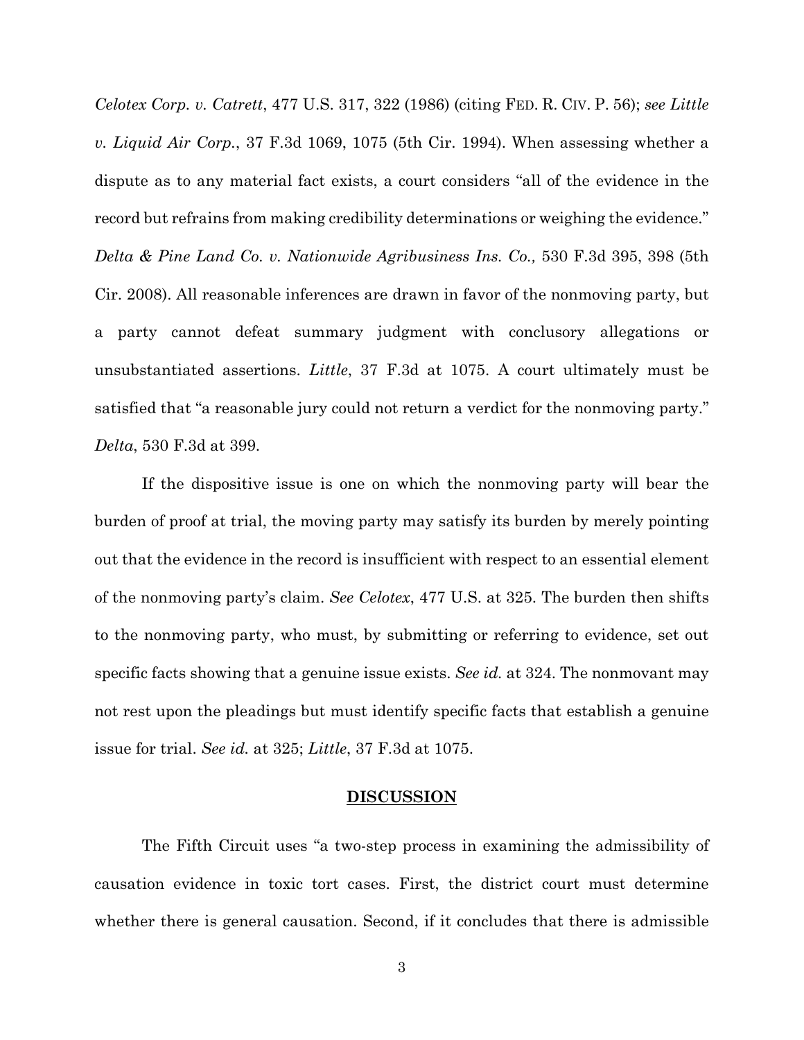*Celotex Corp. v. Catrett*, 477 U.S. 317, 322 (1986) (citing FED. R. CIV. P. 56); *see Little v. Liquid Air Corp.*, 37 F.3d 1069, 1075 (5th Cir. 1994). When assessing whether a dispute as to any material fact exists, a court considers "all of the evidence in the record but refrains from making credibility determinations or weighing the evidence." *Delta & Pine Land Co. v. Nationwide Agribusiness Ins. Co.,* 530 F.3d 395, 398 (5th Cir. 2008). All reasonable inferences are drawn in favor of the nonmoving party, but a party cannot defeat summary judgment with conclusory allegations or unsubstantiated assertions. *Little*, 37 F.3d at 1075. A court ultimately must be satisfied that "a reasonable jury could not return a verdict for the nonmoving party." *Delta*, 530 F.3d at 399.

If the dispositive issue is one on which the nonmoving party will bear the burden of proof at trial, the moving party may satisfy its burden by merely pointing out that the evidence in the record is insufficient with respect to an essential element of the nonmoving party's claim. *See Celotex*, 477 U.S. at 325. The burden then shifts to the nonmoving party, who must, by submitting or referring to evidence, set out specific facts showing that a genuine issue exists. *See id.* at 324. The nonmovant may not rest upon the pleadings but must identify specific facts that establish a genuine issue for trial. *See id.* at 325; *Little*, 37 F.3d at 1075.

## DISCUSSION

The Fifth Circuit uses "a two-step process in examining the admissibility of causation evidence in toxic tort cases. First, the district court must determine whether there is general causation. Second, if it concludes that there is admissible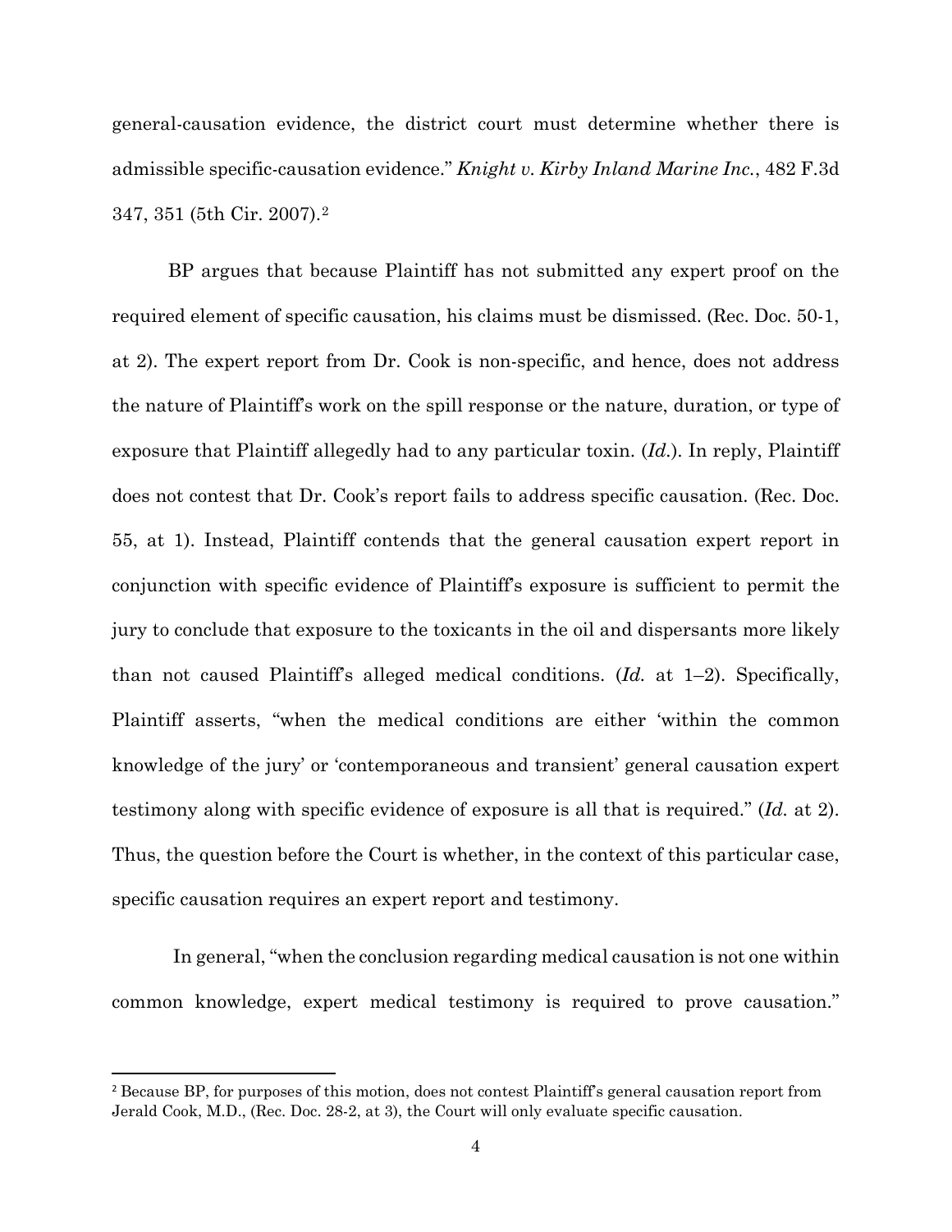general-causation evidence, the district court must determine whether there is admissible specific-causation evidence." *Knight v. Kirby Inland Marine Inc.*, 482 F.3d 347, 351 (5th Cir. 2007).[2]

BP argues that because Plaintiff has not submitted any expert proof on the required element of specific causation, his claims must be dismissed. (Rec. Doc. 50-1, at 2). The expert report from Dr. Cook is non-specific, and hence, does not address the nature of Plaintiff's work on the spill response or the nature, duration, or type of exposure that Plaintiff allegedly had to any particular toxin. (*Id.*). In reply, Plaintiff does not contest that Dr. Cook's report fails to address specific causation. (Rec. Doc. 55, at 1). Instead, Plaintiff contends that the general causation expert report in conjunction with specific evidence of Plaintiff's exposure is sufficient to permit the jury to conclude that exposure to the toxicants in the oil and dispersants more likely than not caused Plaintiff's alleged medical conditions. (*Id.* at 1–2). Specifically, Plaintiff asserts, "when the medical conditions are either 'within the common knowledge of the jury' or 'contemporaneous and transient' general causation expert testimony along with specific evidence of exposure is all that is required." (*Id.* at 2). Thus, the question before the Court is whether, in the context of this particular case, specific causation requires an expert report and testimony.

In general, "when the conclusion regarding medical causation is not one within common knowledge, expert medical testimony is required to prove causation."

---

[2] Because BP, for purposes of this motion, does not contest Plaintiff's general causation report from Jerald Cook, M.D., (Rec. Doc. 28-2, at 3), the Court will only evaluate specific causation.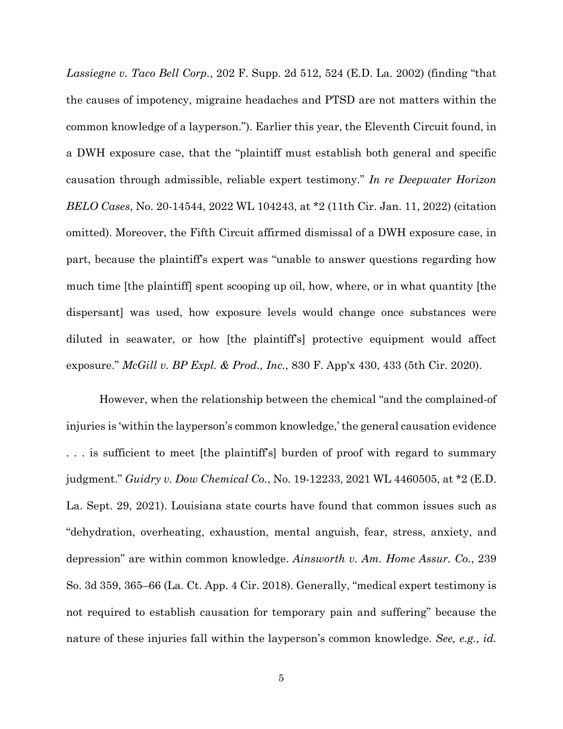*Lassiegne v. Taco Bell Corp.*, 202 F. Supp. 2d 512, 524 (E.D. La. 2002) (finding "that the causes of impotency, migraine headaches and PTSD are not matters within the common knowledge of a layperson."). Earlier this year, the Eleventh Circuit found, in a DWH exposure case, that the "plaintiff must establish both general and specific causation through admissible, reliable expert testimony." *In re Deepwater Horizon BELO Cases*, No. 20-14544, 2022 WL 104243, at *2 (11th Cir. Jan. 11, 2022) (citation omitted). Moreover, the Fifth Circuit affirmed dismissal of a DWH exposure case, in part, because the plaintiff's expert was "unable to answer questions regarding how much time [the plaintiff] spent scooping up oil, how, where, or in what quantity [the dispersant] was used, how exposure levels would change once substances were diluted in seawater, or how [the plaintiff's] protective equipment would affect exposure." *McGill v. BP Expl. & Prod., Inc.*, 830 F. App'x 430, 433 (5th Cir. 2020).

However, when the relationship between the chemical "and the complained-of injuries is 'within the layperson's common knowledge,' the general causation evidence . . . is sufficient to meet [the plaintiff's] burden of proof with regard to summary judgment." *Guidry v. Dow Chemical Co.*, No. 19-12233, 2021 WL 4460505, at *2 (E.D. La. Sept. 29, 2021). Louisiana state courts have found that common issues such as "dehydration, overheating, exhaustion, mental anguish, fear, stress, anxiety, and depression" are within common knowledge. *Ainsworth v. Am. Home Assur. Co.*, 239 So. 3d 359, 365–66 (La. Ct. App. 4 Cir. 2018). Generally, "medical expert testimony is not required to establish causation for temporary pain and suffering" because the nature of these injuries fall within the layperson's common knowledge. *See, e.g., id.*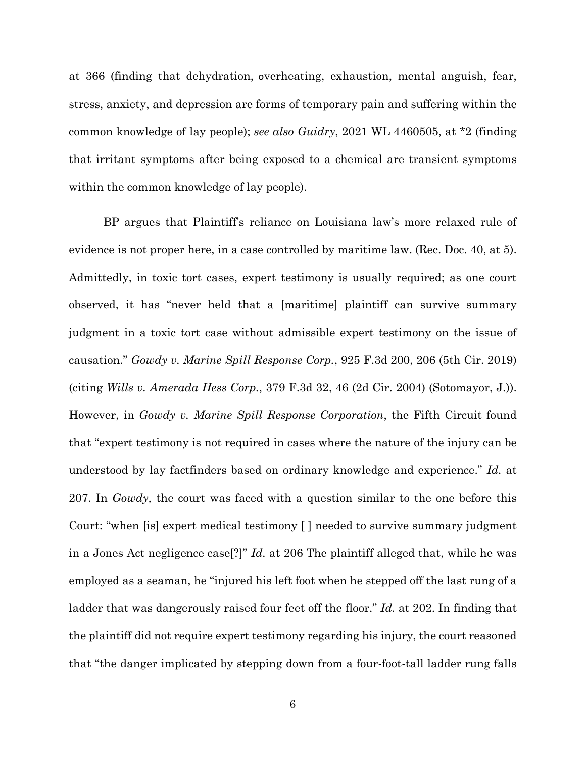at 366 (finding that dehydration, overheating, exhaustion, mental anguish, fear, stress, anxiety, and depression are forms of temporary pain and suffering within the common knowledge of lay people); *see also Guidry*, 2021 WL 4460505, at *2 (finding that irritant symptoms after being exposed to a chemical are transient symptoms within the common knowledge of lay people).

BP argues that Plaintiff's reliance on Louisiana law's more relaxed rule of evidence is not proper here, in a case controlled by maritime law. (Rec. Doc. 40, at 5). Admittedly, in toxic tort cases, expert testimony is usually required; as one court observed, it has "never held that a [maritime] plaintiff can survive summary judgment in a toxic tort case without admissible expert testimony on the issue of causation." *Gowdy v. Marine Spill Response Corp.*, 925 F.3d 200, 206 (5th Cir. 2019) (citing *Wills v. Amerada Hess Corp.*, 379 F.3d 32, 46 (2d Cir. 2004) (Sotomayor, J.)). However, in *Gowdy v. Marine Spill Response Corporation*, the Fifth Circuit found that "expert testimony is not required in cases where the nature of the injury can be understood by lay factfinders based on ordinary knowledge and experience." *Id.* at 207. In *Gowdy,* the court was faced with a question similar to the one before this Court: "when [is] expert medical testimony [ ] needed to survive summary judgment in a Jones Act negligence case[?]" *Id.* at 206 The plaintiff alleged that, while he was employed as a seaman, he "injured his left foot when he stepped off the last rung of a ladder that was dangerously raised four feet off the floor." *Id.* at 202. In finding that the plaintiff did not require expert testimony regarding his injury, the court reasoned that "the danger implicated by stepping down from a four-foot-tall ladder rung falls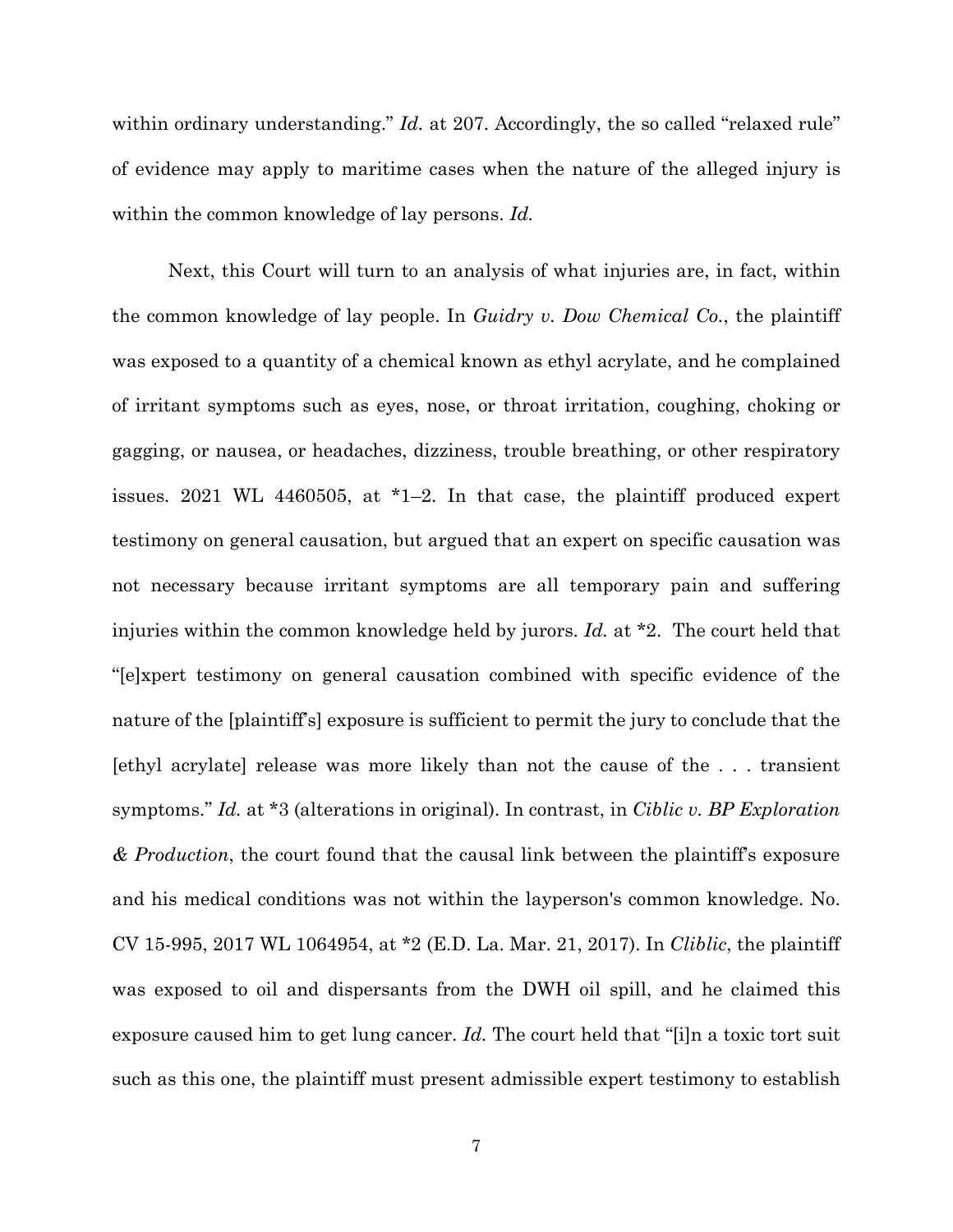within ordinary understanding." *Id.* at 207. Accordingly, the so called "relaxed rule" of evidence may apply to maritime cases when the nature of the alleged injury is within the common knowledge of lay persons. *Id.*

Next, this Court will turn to an analysis of what injuries are, in fact, within the common knowledge of lay people. In *Guidry v. Dow Chemical Co.*, the plaintiff was exposed to a quantity of a chemical known as ethyl acrylate, and he complained of irritant symptoms such as eyes, nose, or throat irritation, coughing, choking or gagging, or nausea, or headaches, dizziness, trouble breathing, or other respiratory issues. 2021 WL 4460505, at *1–2. In that case, the plaintiff produced expert testimony on general causation, but argued that an expert on specific causation was not necessary because irritant symptoms are all temporary pain and suffering injuries within the common knowledge held by jurors. *Id.* at *2. The court held that "[e]xpert testimony on general causation combined with specific evidence of the nature of the [plaintiff's] exposure is sufficient to permit the jury to conclude that the [ethyl acrylate] release was more likely than not the cause of the . . . transient symptoms." *Id.* at *3 (alterations in original). In contrast, in *Ciblic v. BP Exploration & Production*, the court found that the causal link between the plaintiff's exposure and his medical conditions was not within the layperson's common knowledge. No. CV 15-995, 2017 WL 1064954, at *2 (E.D. La. Mar. 21, 2017). In *Cliblic*, the plaintiff was exposed to oil and dispersants from the DWH oil spill, and he claimed this exposure caused him to get lung cancer. *Id.* The court held that "[i]n a toxic tort suit such as this one, the plaintiff must present admissible expert testimony to establish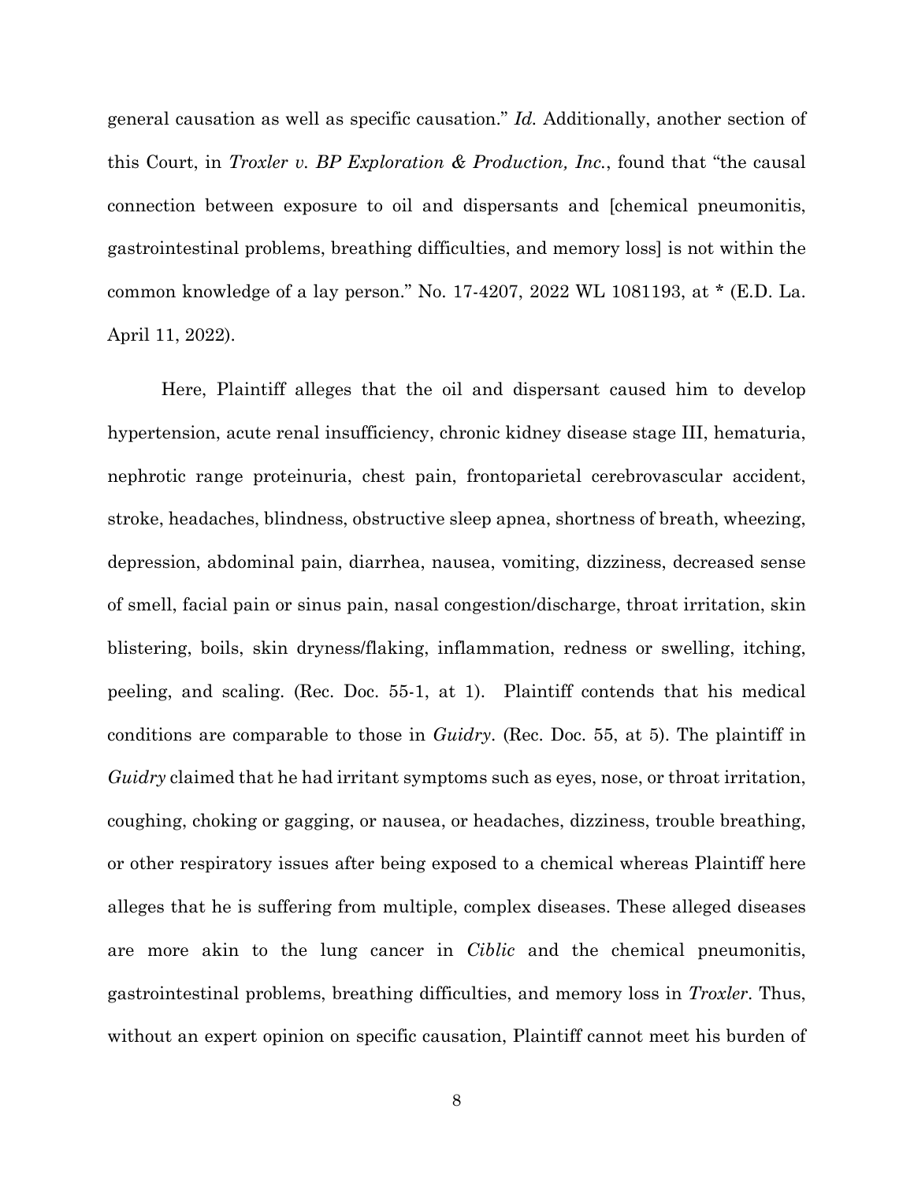general causation as well as specific causation." *Id.* Additionally, another section of this Court, in *Troxler v. BP Exploration & Production, Inc.*, found that "the causal connection between exposure to oil and dispersants and [chemical pneumonitis, gastrointestinal problems, breathing difficulties, and memory loss] is not within the common knowledge of a lay person." No. 17-4207, 2022 WL 1081193, at * (E.D. La. April 11, 2022).

Here, Plaintiff alleges that the oil and dispersant caused him to develop hypertension, acute renal insufficiency, chronic kidney disease stage III, hematuria, nephrotic range proteinuria, chest pain, frontoparietal cerebrovascular accident, stroke, headaches, blindness, obstructive sleep apnea, shortness of breath, wheezing, depression, abdominal pain, diarrhea, nausea, vomiting, dizziness, decreased sense of smell, facial pain or sinus pain, nasal congestion/discharge, throat irritation, skin blistering, boils, skin dryness/flaking, inflammation, redness or swelling, itching, peeling, and scaling. (Rec. Doc. 55-1, at 1). Plaintiff contends that his medical conditions are comparable to those in *Guidry*. (Rec. Doc. 55, at 5). The plaintiff in *Guidry* claimed that he had irritant symptoms such as eyes, nose, or throat irritation, coughing, choking or gagging, or nausea, or headaches, dizziness, trouble breathing, or other respiratory issues after being exposed to a chemical whereas Plaintiff here alleges that he is suffering from multiple, complex diseases. These alleged diseases are more akin to the lung cancer in *Ciblic* and the chemical pneumonitis, gastrointestinal problems, breathing difficulties, and memory loss in *Troxler*. Thus, without an expert opinion on specific causation, Plaintiff cannot meet his burden of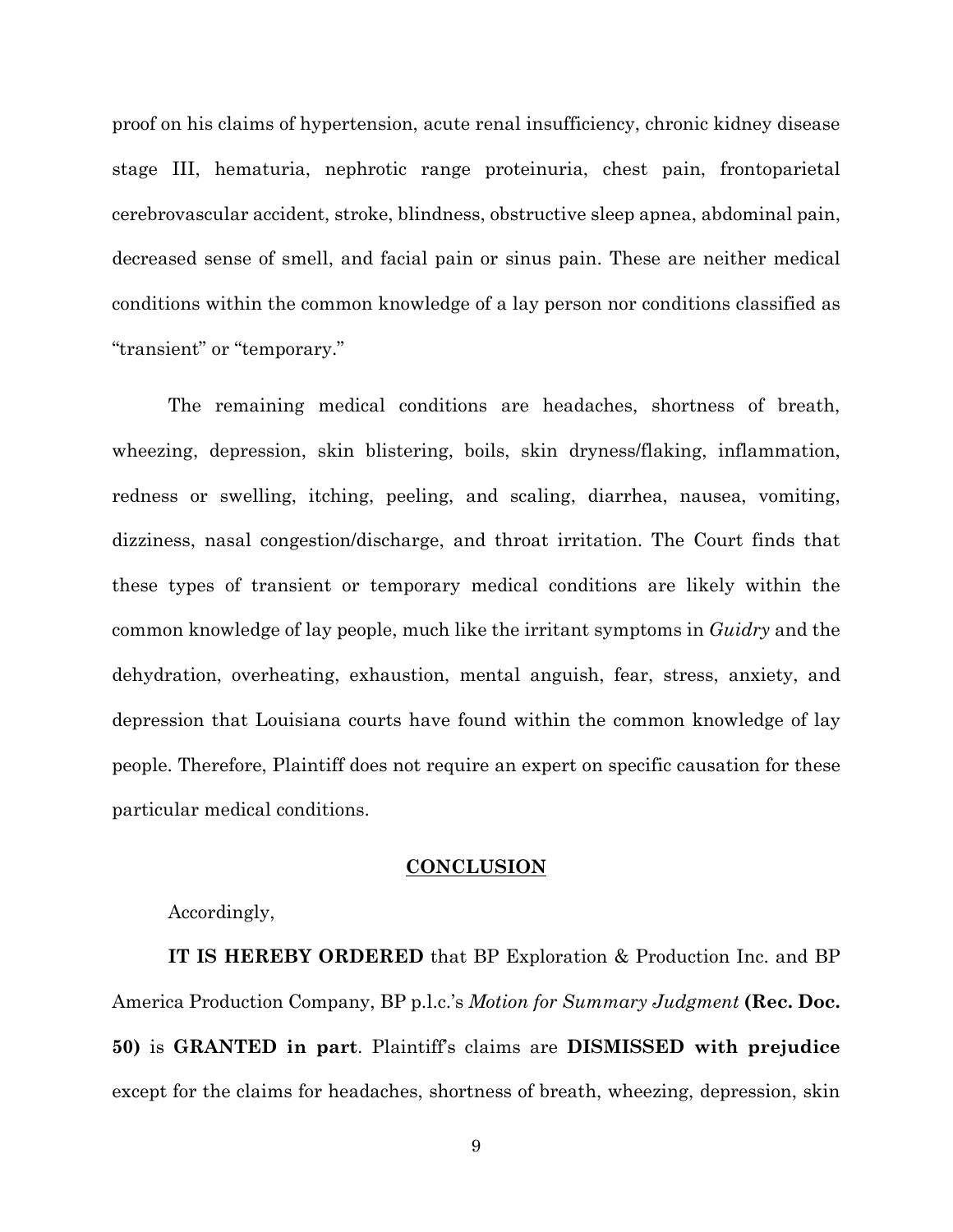proof on his claims of hypertension, acute renal insufficiency, chronic kidney disease stage III, hematuria, nephrotic range proteinuria, chest pain, frontoparietal cerebrovascular accident, stroke, blindness, obstructive sleep apnea, abdominal pain, decreased sense of smell, and facial pain or sinus pain. These are neither medical conditions within the common knowledge of a lay person nor conditions classified as "transient" or "temporary."

The remaining medical conditions are headaches, shortness of breath, wheezing, depression, skin blistering, boils, skin dryness/flaking, inflammation, redness or swelling, itching, peeling, and scaling, diarrhea, nausea, vomiting, dizziness, nasal congestion/discharge, and throat irritation. The Court finds that these types of transient or temporary medical conditions are likely within the common knowledge of lay people, much like the irritant symptoms in *Guidry* and the dehydration, overheating, exhaustion, mental anguish, fear, stress, anxiety, and depression that Louisiana courts have found within the common knowledge of lay people. Therefore, Plaintiff does not require an expert on specific causation for these particular medical conditions.

## CONCLUSION

Accordingly,

**IT IS HEREBY ORDERED** that BP Exploration & Production Inc. and BP America Production Company, BP p.l.c.'s *Motion for Summary Judgment* **(Rec. Doc. 50)** is **GRANTED in part**. Plaintiff's claims are **DISMISSED with prejudice** except for the claims for headaches, shortness of breath, wheezing, depression, skin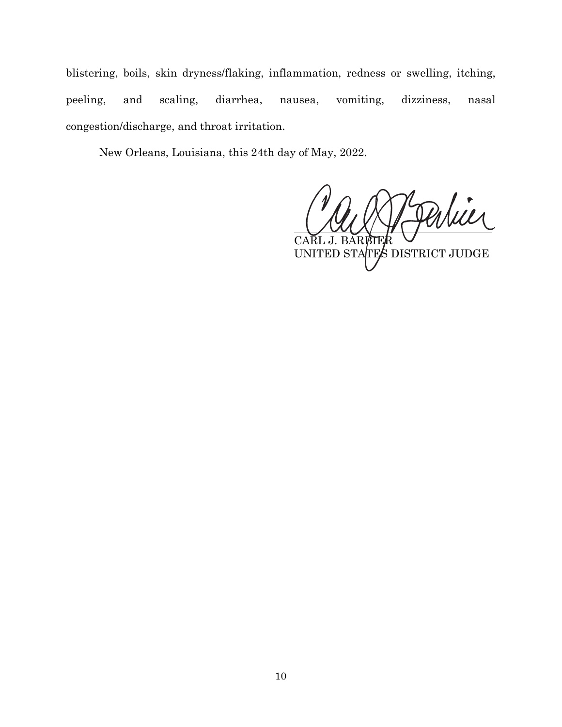blistering, boils, skin dryness/flaking, inflammation, redness or swelling, itching, peeling, and scaling, diarrhea, nausea, vomiting, dizziness, nasal congestion/discharge, and throat irritation.

New Orleans, Louisiana, this 24th day of May, 2022.

CARL J. BARBIER
UNITED STATES DISTRICT JUDGE